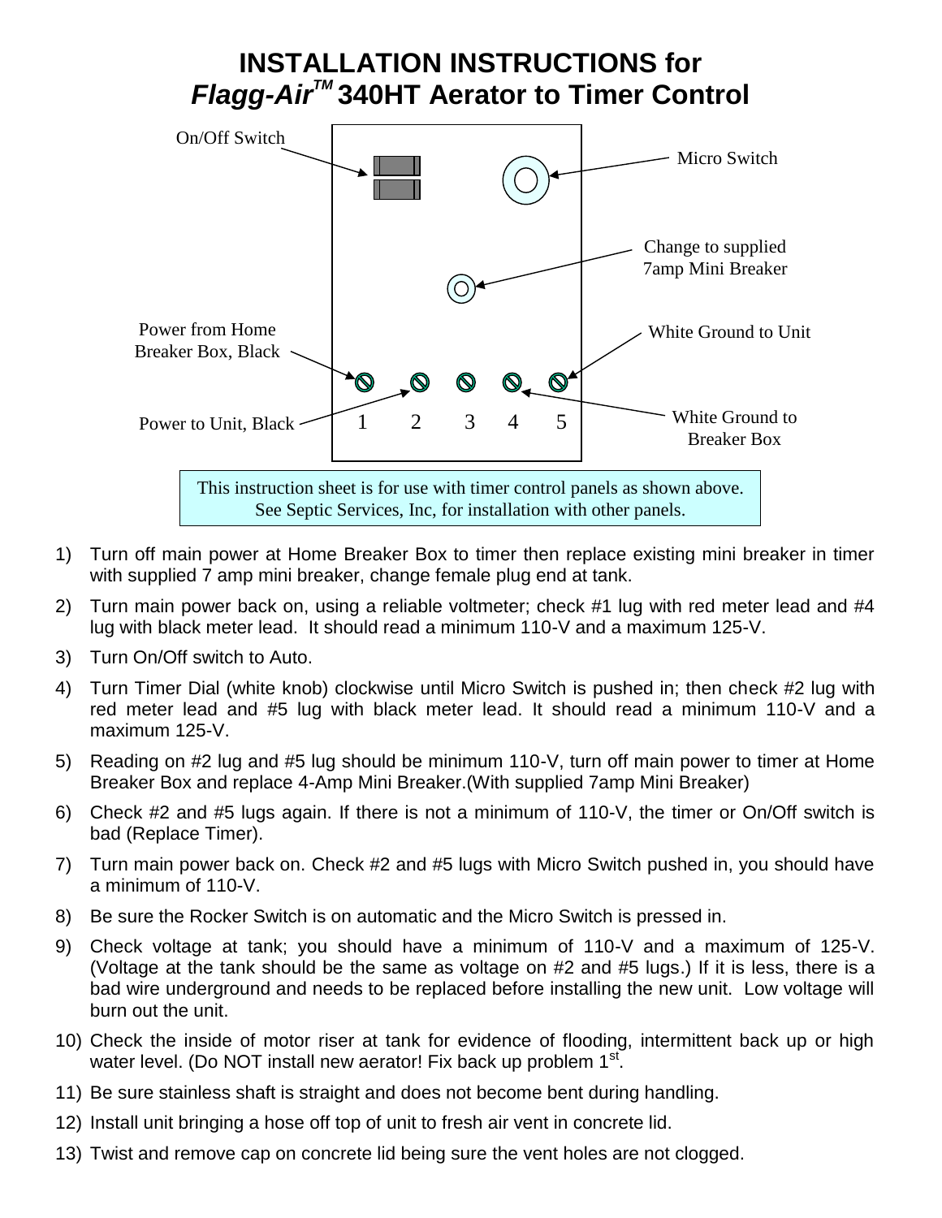# INSTALLATION INSTRUCTIONS for *Flagg-Air*™ 340HT Aerator to Timer Control

On/Off Switch

Micro Switch

Change to supplied 7amp Mini Breaker

Power from Home Breaker Box, Black

White Ground to Unit

Power to Unit, Black

1 2 3 4 5

White Ground to Breaker Box

This instruction sheet is for use with timer control panels as shown above. See Septic Services, Inc, for installation with other panels.

1) Turn off main power at Home Breaker Box to timer then replace existing mini breaker in timer with supplied 7 amp mini breaker, change female plug end at tank.
2) Turn main power back on, using a reliable voltmeter; check #1 lug with red meter lead and #4 lug with black meter lead. It should read a minimum 110-V and a maximum 125-V.
3) Turn On/Off switch to Auto.
4) Turn Timer Dial (white knob) clockwise until Micro Switch is pushed in; then check #2 lug with red meter lead and #5 lug with black meter lead. It should read a minimum 110-V and a maximum 125-V.
5) Reading on #2 lug and #5 lug should be minimum 110-V, turn off main power to timer at Home Breaker Box and replace 4-Amp Mini Breaker.(With supplied 7amp Mini Breaker)
6) Check #2 and #5 lugs again. If there is not a minimum of 110-V, the timer or On/Off switch is bad (Replace Timer).
7) Turn main power back on. Check #2 and #5 lugs with Micro Switch pushed in, you should have a minimum of 110-V.
8) Be sure the Rocker Switch is on automatic and the Micro Switch is pressed in.
9) Check voltage at tank; you should have a minimum of 110-V and a maximum of 125-V. (Voltage at the tank should be the same as voltage on #2 and #5 lugs.) If it is less, there is a bad wire underground and needs to be replaced before installing the new unit. Low voltage will burn out the unit.
10) Check the inside of motor riser at tank for evidence of flooding, intermittent back up or high water level. (Do NOT install new aerator! Fix back up problem 1st.
11) Be sure stainless shaft is straight and does not become bent during handling.
12) Install unit bringing a hose off top of unit to fresh air vent in concrete lid.
13) Twist and remove cap on concrete lid being sure the vent holes are not clogged.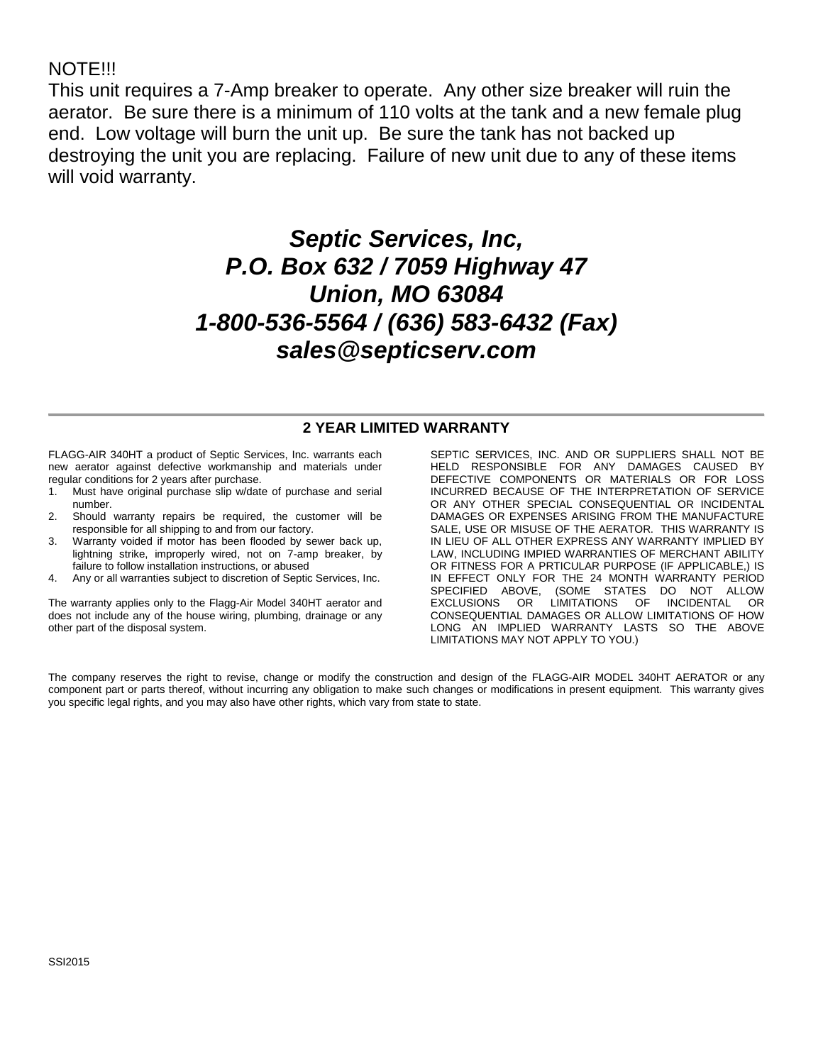NOTE!!!

This unit requires a 7-Amp breaker to operate. Any other size breaker will ruin the aerator. Be sure there is a minimum of 110 volts at the tank and a new female plug end. Low voltage will burn the unit up. Be sure the tank has not backed up destroying the unit you are replacing. Failure of new unit due to any of these items will void warranty.

***Septic Services, Inc,***
***P.O. Box 632 / 7059 Highway 47***
***Union, MO 63084***
***1-800-536-5564 / (636) 583-6432 (Fax)***
***sales@septicserv.com***

---

**2 YEAR LIMITED WARRANTY**

FLAGG-AIR 340HT a product of Septic Services, Inc. warrants each new aerator against defective workmanship and materials under regular conditions for 2 years after purchase.

1. Must have original purchase slip w/date of purchase and serial number.
2. Should warranty repairs be required, the customer will be responsible for all shipping to and from our factory.
3. Warranty voided if motor has been flooded by sewer back up, lightning strike, improperly wired, not on 7-amp breaker, by failure to follow installation instructions, or abused
4. Any or all warranties subject to discretion of Septic Services, Inc.

The warranty applies only to the Flagg-Air Model 340HT aerator and does not include any of the house wiring, plumbing, drainage or any other part of the disposal system.

SEPTIC SERVICES, INC. AND OR SUPPLIERS SHALL NOT BE HELD RESPONSIBLE FOR ANY DAMAGES CAUSED BY DEFECTIVE COMPONENTS OR MATERIALS OR FOR LOSS INCURRED BECAUSE OF THE INTERPRETATION OF SERVICE OR ANY OTHER SPECIAL CONSEQUENTIAL OR INCIDENTAL DAMAGES OR EXPENSES ARISING FROM THE MANUFACTURE SALE, USE OR MISUSE OF THE AERATOR. THIS WARRANTY IS IN LIEU OF ALL OTHER EXPRESS ANY WARRANTY IMPLIED BY LAW, INCLUDING IMPIED WARRANTIES OF MERCHANT ABILITY OR FITNESS FOR A PRTICULAR PURPOSE (IF APPLICABLE,) IS IN EFFECT ONLY FOR THE 24 MONTH WARRANTY PERIOD SPECIFIED ABOVE, (SOME STATES DO NOT ALLOW EXCLUSIONS OR LIMITATIONS OF INCIDENTAL OR CONSEQUENTIAL DAMAGES OR ALLOW LIMITATIONS OF HOW LONG AN IMPLIED WARRANTY LASTS SO THE ABOVE LIMITATIONS MAY NOT APPLY TO YOU.)

The company reserves the right to revise, change or modify the construction and design of the FLAGG-AIR MODEL 340HT AERATOR or any component part or parts thereof, without incurring any obligation to make such changes or modifications in present equipment. This warranty gives you specific legal rights, and you may also have other rights, which vary from state to state.

SSI2015